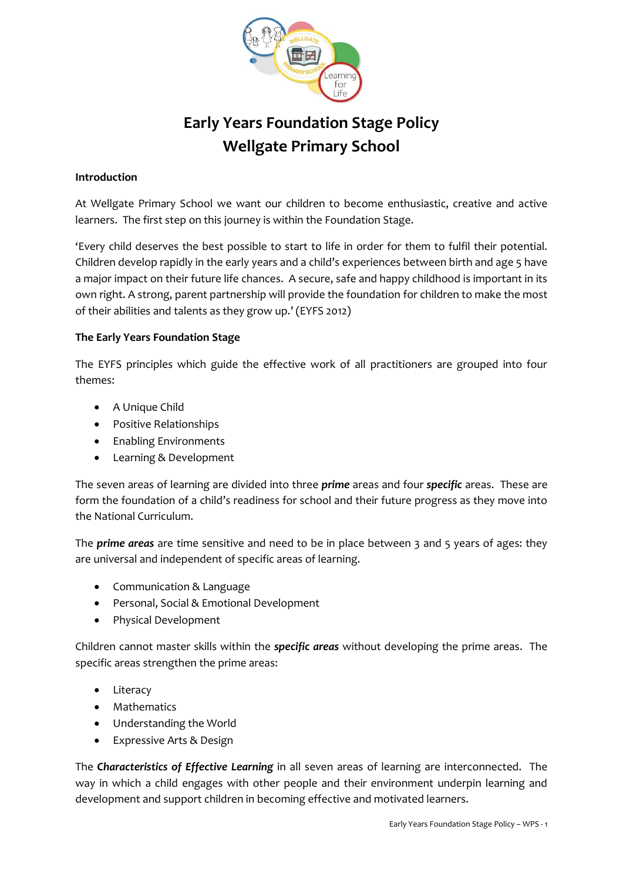# Early Years Foundation Stage Policy
# Wellgate Primary School

### Introduction

At Wellgate Primary School we want our children to become enthusiastic, creative and active learners. The first step on this journey is within the Foundation Stage.

'Every child deserves the best possible to start to life in order for them to fulfil their potential. Children develop rapidly in the early years and a child's experiences between birth and age 5 have a major impact on their future life chances. A secure, safe and happy childhood is important in its own right. A strong, parent partnership will provide the foundation for children to make the most of their abilities and talents as they grow up.' (EYFS 2012)

### The Early Years Foundation Stage

The EYFS principles which guide the effective work of all practitioners are grouped into four themes:

- A Unique Child
- Positive Relationships
- Enabling Environments
- Learning & Development

The seven areas of learning are divided into three ***prime*** areas and four ***specific*** areas. These are form the foundation of a child's readiness for school and their future progress as they move into the National Curriculum.

The ***prime areas*** are time sensitive and need to be in place between 3 and 5 years of ages: they are universal and independent of specific areas of learning.

- Communication & Language
- Personal, Social & Emotional Development
- Physical Development

Children cannot master skills within the ***specific areas*** without developing the prime areas. The specific areas strengthen the prime areas:

- Literacy
- Mathematics
- Understanding the World
- Expressive Arts & Design

The ***Characteristics of Effective Learning*** in all seven areas of learning are interconnected. The way in which a child engages with other people and their environment underpin learning and development and support children in becoming effective and motivated learners.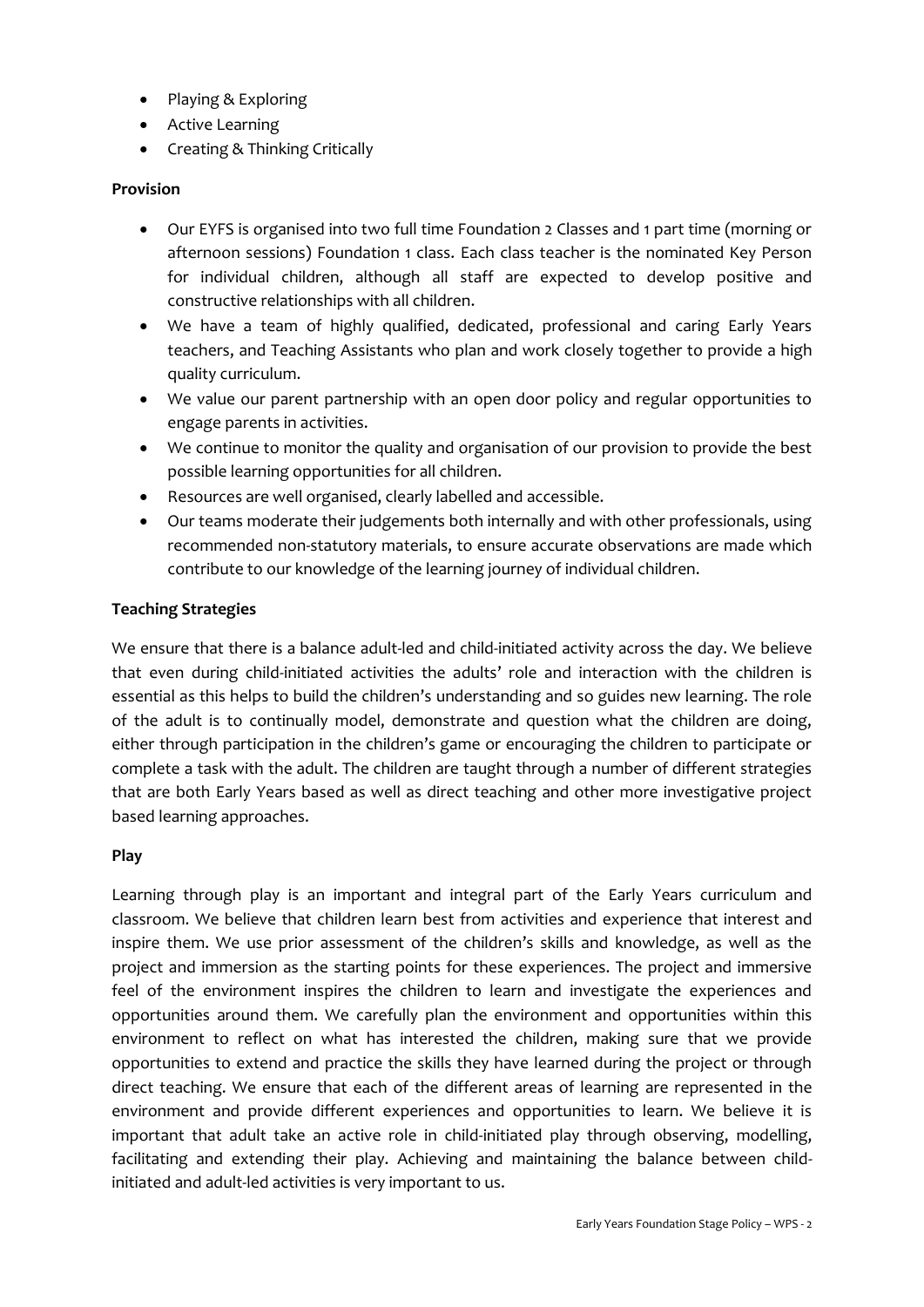- Playing & Exploring
- Active Learning
- Creating & Thinking Critically

**Provision**

- Our EYFS is organised into two full time Foundation 2 Classes and 1 part time (morning or afternoon sessions) Foundation 1 class. Each class teacher is the nominated Key Person for individual children, although all staff are expected to develop positive and constructive relationships with all children.
- We have a team of highly qualified, dedicated, professional and caring Early Years teachers, and Teaching Assistants who plan and work closely together to provide a high quality curriculum.
- We value our parent partnership with an open door policy and regular opportunities to engage parents in activities.
- We continue to monitor the quality and organisation of our provision to provide the best possible learning opportunities for all children.
- Resources are well organised, clearly labelled and accessible.
- Our teams moderate their judgements both internally and with other professionals, using recommended non-statutory materials, to ensure accurate observations are made which contribute to our knowledge of the learning journey of individual children.

**Teaching Strategies**

We ensure that there is a balance adult-led and child-initiated activity across the day. We believe that even during child-initiated activities the adults' role and interaction with the children is essential as this helps to build the children's understanding and so guides new learning. The role of the adult is to continually model, demonstrate and question what the children are doing, either through participation in the children's game or encouraging the children to participate or complete a task with the adult. The children are taught through a number of different strategies that are both Early Years based as well as direct teaching and other more investigative project based learning approaches.

**Play**

Learning through play is an important and integral part of the Early Years curriculum and classroom. We believe that children learn best from activities and experience that interest and inspire them. We use prior assessment of the children's skills and knowledge, as well as the project and immersion as the starting points for these experiences. The project and immersive feel of the environment inspires the children to learn and investigate the experiences and opportunities around them. We carefully plan the environment and opportunities within this environment to reflect on what has interested the children, making sure that we provide opportunities to extend and practice the skills they have learned during the project or through direct teaching. We ensure that each of the different areas of learning are represented in the environment and provide different experiences and opportunities to learn. We believe it is important that adult take an active role in child-initiated play through observing, modelling, facilitating and extending their play. Achieving and maintaining the balance between child-initiated and adult-led activities is very important to us.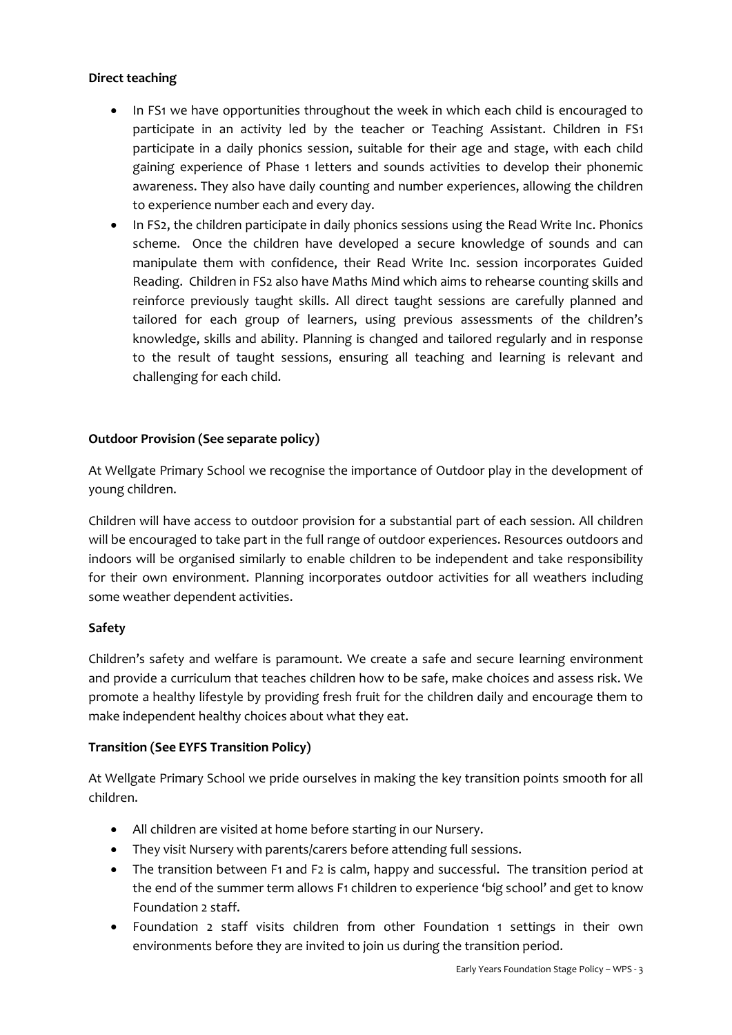**Direct teaching**

- In FS1 we have opportunities throughout the week in which each child is encouraged to participate in an activity led by the teacher or Teaching Assistant. Children in FS1 participate in a daily phonics session, suitable for their age and stage, with each child gaining experience of Phase 1 letters and sounds activities to develop their phonemic awareness. They also have daily counting and number experiences, allowing the children to experience number each and every day.
- In FS2, the children participate in daily phonics sessions using the Read Write Inc. Phonics scheme. Once the children have developed a secure knowledge of sounds and can manipulate them with confidence, their Read Write Inc. session incorporates Guided Reading. Children in FS2 also have Maths Mind which aims to rehearse counting skills and reinforce previously taught skills. All direct taught sessions are carefully planned and tailored for each group of learners, using previous assessments of the children's knowledge, skills and ability. Planning is changed and tailored regularly and in response to the result of taught sessions, ensuring all teaching and learning is relevant and challenging for each child.

**Outdoor Provision (See separate policy)**

At Wellgate Primary School we recognise the importance of Outdoor play in the development of young children.

Children will have access to outdoor provision for a substantial part of each session. All children will be encouraged to take part in the full range of outdoor experiences. Resources outdoors and indoors will be organised similarly to enable children to be independent and take responsibility for their own environment. Planning incorporates outdoor activities for all weathers including some weather dependent activities.

**Safety**

Children's safety and welfare is paramount. We create a safe and secure learning environment and provide a curriculum that teaches children how to be safe, make choices and assess risk. We promote a healthy lifestyle by providing fresh fruit for the children daily and encourage them to make independent healthy choices about what they eat.

**Transition (See EYFS Transition Policy)**

At Wellgate Primary School we pride ourselves in making the key transition points smooth for all children.

- All children are visited at home before starting in our Nursery.
- They visit Nursery with parents/carers before attending full sessions.
- The transition between F1 and F2 is calm, happy and successful. The transition period at the end of the summer term allows F1 children to experience 'big school' and get to know Foundation 2 staff.
- Foundation 2 staff visits children from other Foundation 1 settings in their own environments before they are invited to join us during the transition period.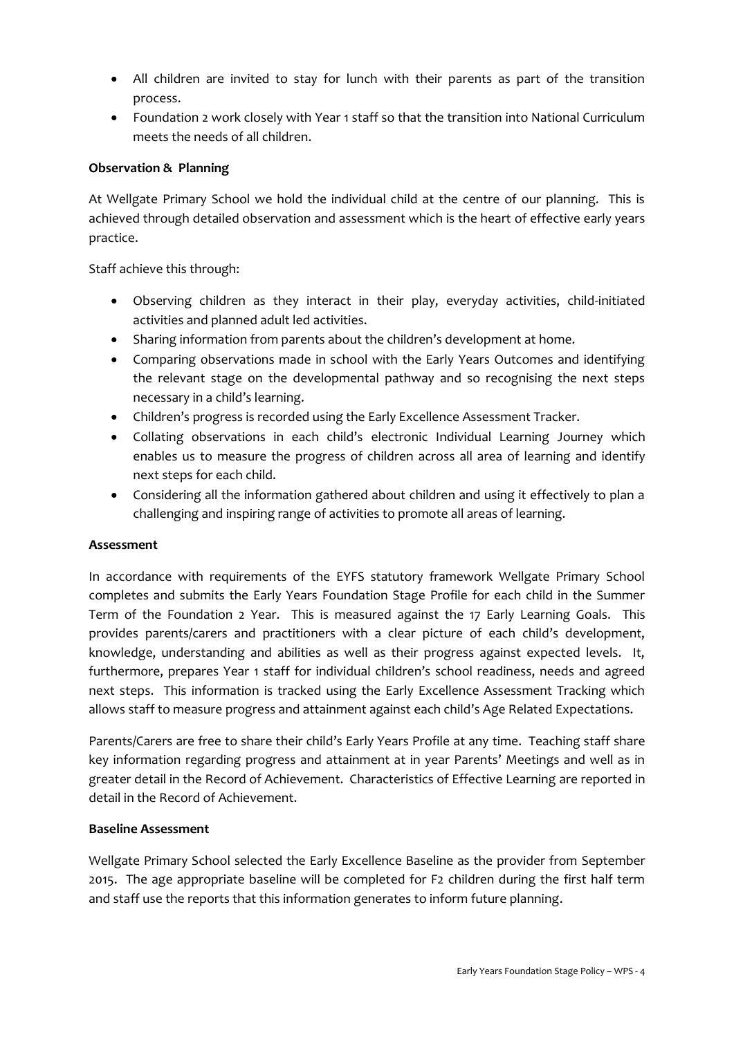- All children are invited to stay for lunch with their parents as part of the transition process.
- Foundation 2 work closely with Year 1 staff so that the transition into National Curriculum meets the needs of all children.

**Observation & Planning**

At Wellgate Primary School we hold the individual child at the centre of our planning. This is achieved through detailed observation and assessment which is the heart of effective early years practice.

Staff achieve this through:

- Observing children as they interact in their play, everyday activities, child-initiated activities and planned adult led activities.
- Sharing information from parents about the children's development at home.
- Comparing observations made in school with the Early Years Outcomes and identifying the relevant stage on the developmental pathway and so recognising the next steps necessary in a child's learning.
- Children's progress is recorded using the Early Excellence Assessment Tracker.
- Collating observations in each child's electronic Individual Learning Journey which enables us to measure the progress of children across all area of learning and identify next steps for each child.
- Considering all the information gathered about children and using it effectively to plan a challenging and inspiring range of activities to promote all areas of learning.

**Assessment**

In accordance with requirements of the EYFS statutory framework Wellgate Primary School completes and submits the Early Years Foundation Stage Profile for each child in the Summer Term of the Foundation 2 Year. This is measured against the 17 Early Learning Goals. This provides parents/carers and practitioners with a clear picture of each child's development, knowledge, understanding and abilities as well as their progress against expected levels. It, furthermore, prepares Year 1 staff for individual children's school readiness, needs and agreed next steps. This information is tracked using the Early Excellence Assessment Tracking which allows staff to measure progress and attainment against each child's Age Related Expectations.

Parents/Carers are free to share their child's Early Years Profile at any time. Teaching staff share key information regarding progress and attainment at in year Parents' Meetings and well as in greater detail in the Record of Achievement. Characteristics of Effective Learning are reported in detail in the Record of Achievement.

**Baseline Assessment**

Wellgate Primary School selected the Early Excellence Baseline as the provider from September 2015. The age appropriate baseline will be completed for F2 children during the first half term and staff use the reports that this information generates to inform future planning.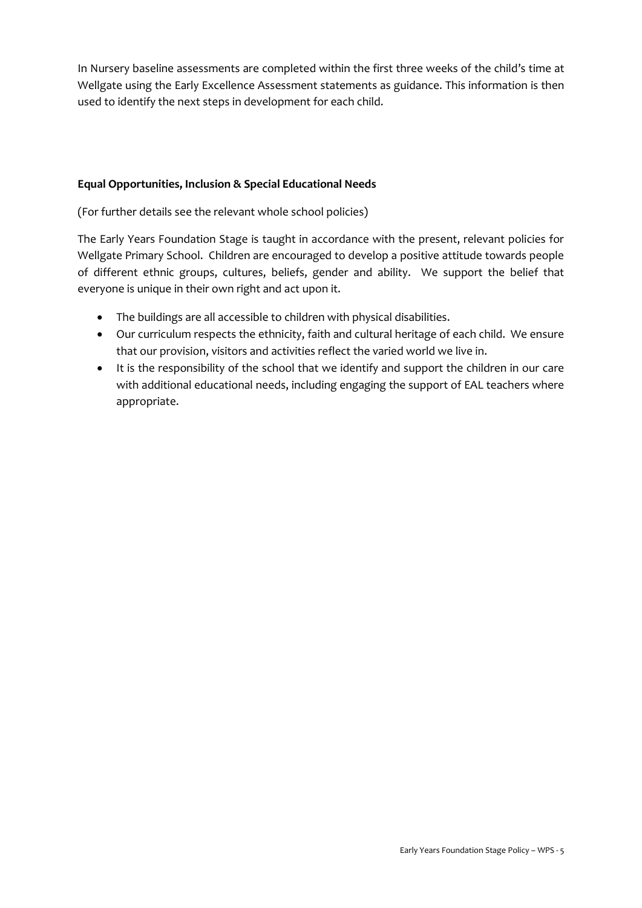In Nursery baseline assessments are completed within the first three weeks of the child's time at Wellgate using the Early Excellence Assessment statements as guidance. This information is then used to identify the next steps in development for each child.

**Equal Opportunities, Inclusion & Special Educational Needs**

(For further details see the relevant whole school policies)

The Early Years Foundation Stage is taught in accordance with the present, relevant policies for Wellgate Primary School. Children are encouraged to develop a positive attitude towards people of different ethnic groups, cultures, beliefs, gender and ability. We support the belief that everyone is unique in their own right and act upon it.

- The buildings are all accessible to children with physical disabilities.
- Our curriculum respects the ethnicity, faith and cultural heritage of each child. We ensure that our provision, visitors and activities reflect the varied world we live in.
- It is the responsibility of the school that we identify and support the children in our care with additional educational needs, including engaging the support of EAL teachers where appropriate.